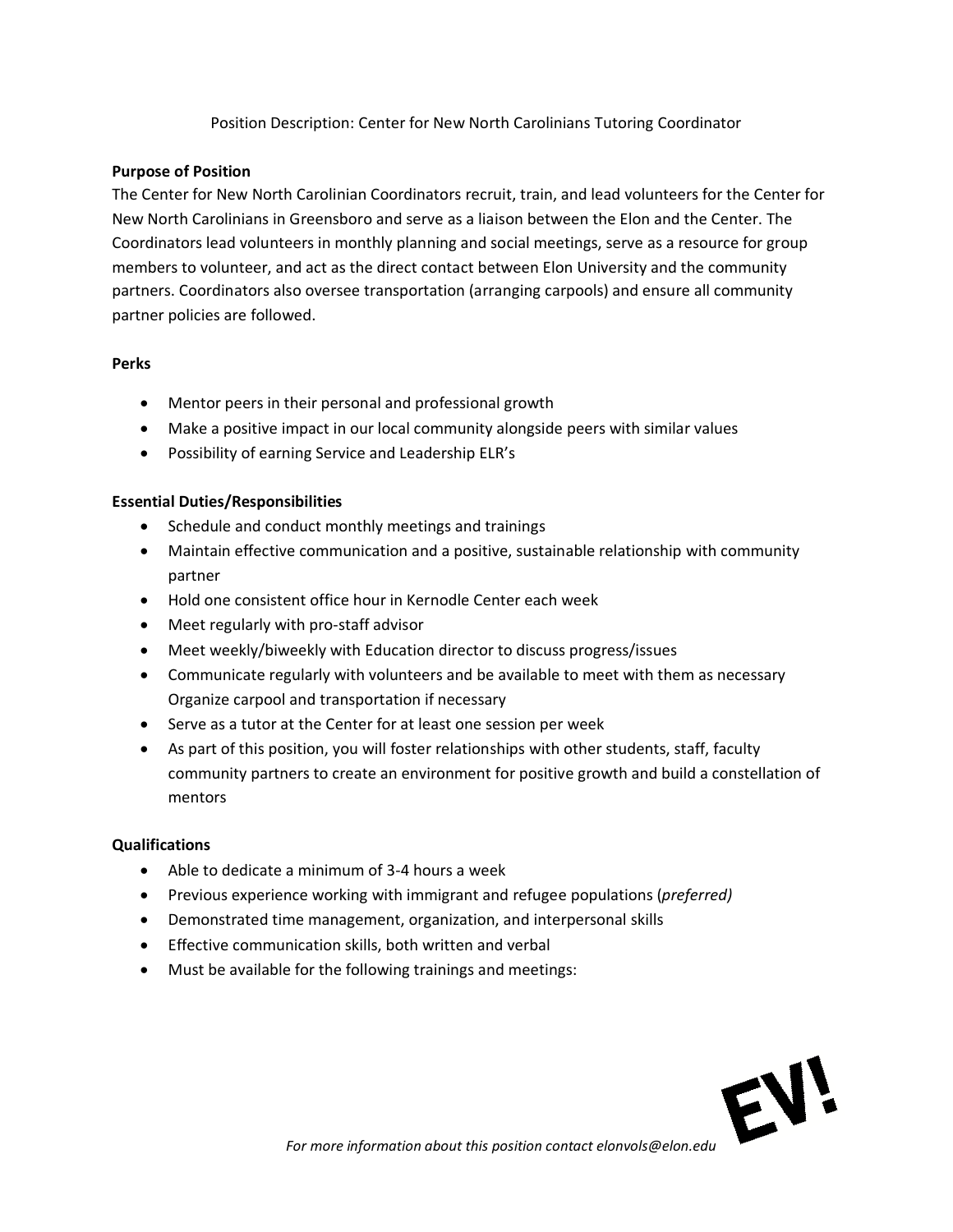Position Description: Center for New North Carolinians Tutoring Coordinator

**Purpose of Position**

The Center for New North Carolinian Coordinators recruit, train, and lead volunteers for the Center for New North Carolinians in Greensboro and serve as a liaison between the Elon and the Center. The Coordinators lead volunteers in monthly planning and social meetings, serve as a resource for group members to volunteer, and act as the direct contact between Elon University and the community partners. Coordinators also oversee transportation (arranging carpools) and ensure all community partner policies are followed.

**Perks**

- Mentor peers in their personal and professional growth
- Make a positive impact in our local community alongside peers with similar values
- Possibility of earning Service and Leadership ELR's

**Essential Duties/Responsibilities**

- Schedule and conduct monthly meetings and trainings
- Maintain effective communication and a positive, sustainable relationship with community partner
- Hold one consistent office hour in Kernodle Center each week
- Meet regularly with pro-staff advisor
- Meet weekly/biweekly with Education director to discuss progress/issues
- Communicate regularly with volunteers and be available to meet with them as necessary Organize carpool and transportation if necessary
- Serve as a tutor at the Center for at least one session per week
- As part of this position, you will foster relationships with other students, staff, faculty community partners to create an environment for positive growth and build a constellation of mentors

**Qualifications**

- Able to dedicate a minimum of 3-4 hours a week
- Previous experience working with immigrant and refugee populations (*preferred)*
- Demonstrated time management, organization, and interpersonal skills
- Effective communication skills, both written and verbal
- Must be available for the following trainings and meetings:

*For more information about this position contact elonvols@elon.edu*

EV!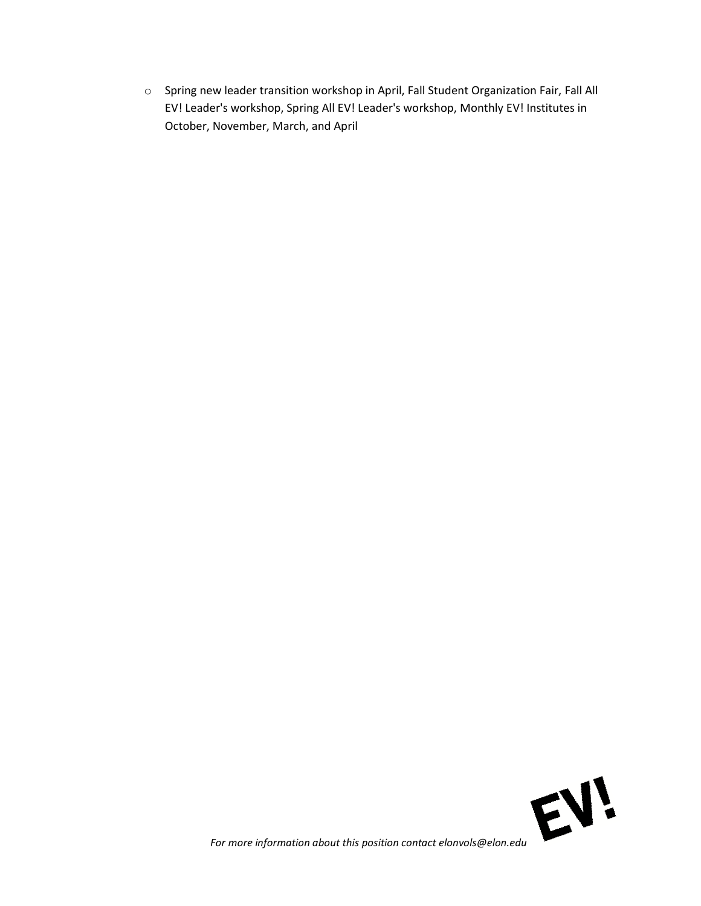- Spring new leader transition workshop in April, Fall Student Organization Fair, Fall All EV! Leader's workshop, Spring All EV! Leader's workshop, Monthly EV! Institutes in October, November, March, and April

*For more information about this position contact elonvols@elon.edu*

EV!